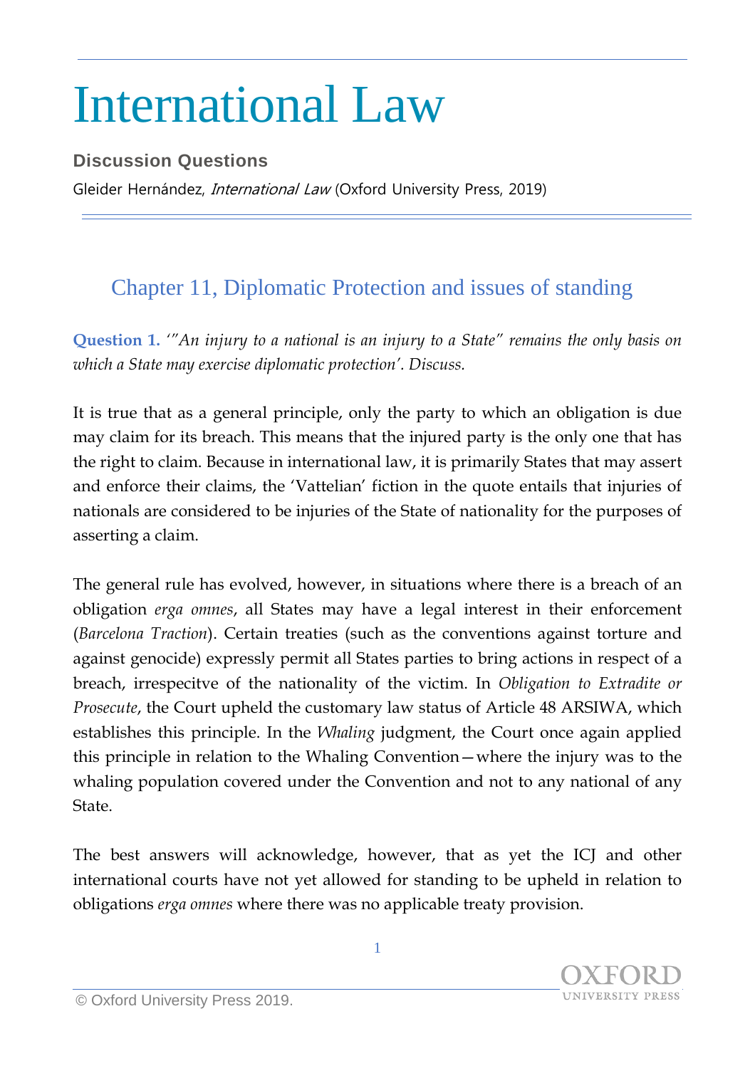# International Law

## Discussion Questions

Gleider Hernández, *International Law* (Oxford University Press, 2019)

---

## Chapter 11, Diplomatic Protection and issues of standing

**Question 1.** *'"An injury to a national is an injury to a State" remains the only basis on which a State may exercise diplomatic protection'. Discuss.*

It is true that as a general principle, only the party to which an obligation is due may claim for its breach. This means that the injured party is the only one that has the right to claim. Because in international law, it is primarily States that may assert and enforce their claims, the 'Vattelian' fiction in the quote entails that injuries of nationals are considered to be injuries of the State of nationality for the purposes of asserting a claim.

The general rule has evolved, however, in situations where there is a breach of an obligation *erga omnes*, all States may have a legal interest in their enforcement (*Barcelona Traction*). Certain treaties (such as the conventions against torture and against genocide) expressly permit all States parties to bring actions in respect of a breach, irrespecitve of the nationality of the victim. In *Obligation to Extradite or Prosecute*, the Court upheld the customary law status of Article 48 ARSIWA, which establishes this principle. In the *Whaling* judgment, the Court once again applied this principle in relation to the Whaling Convention—where the injury was to the whaling population covered under the Convention and not to any national of any State.

The best answers will acknowledge, however, that as yet the ICJ and other international courts have not yet allowed for standing to be upheld in relation to obligations *erga omnes* where there was no applicable treaty provision.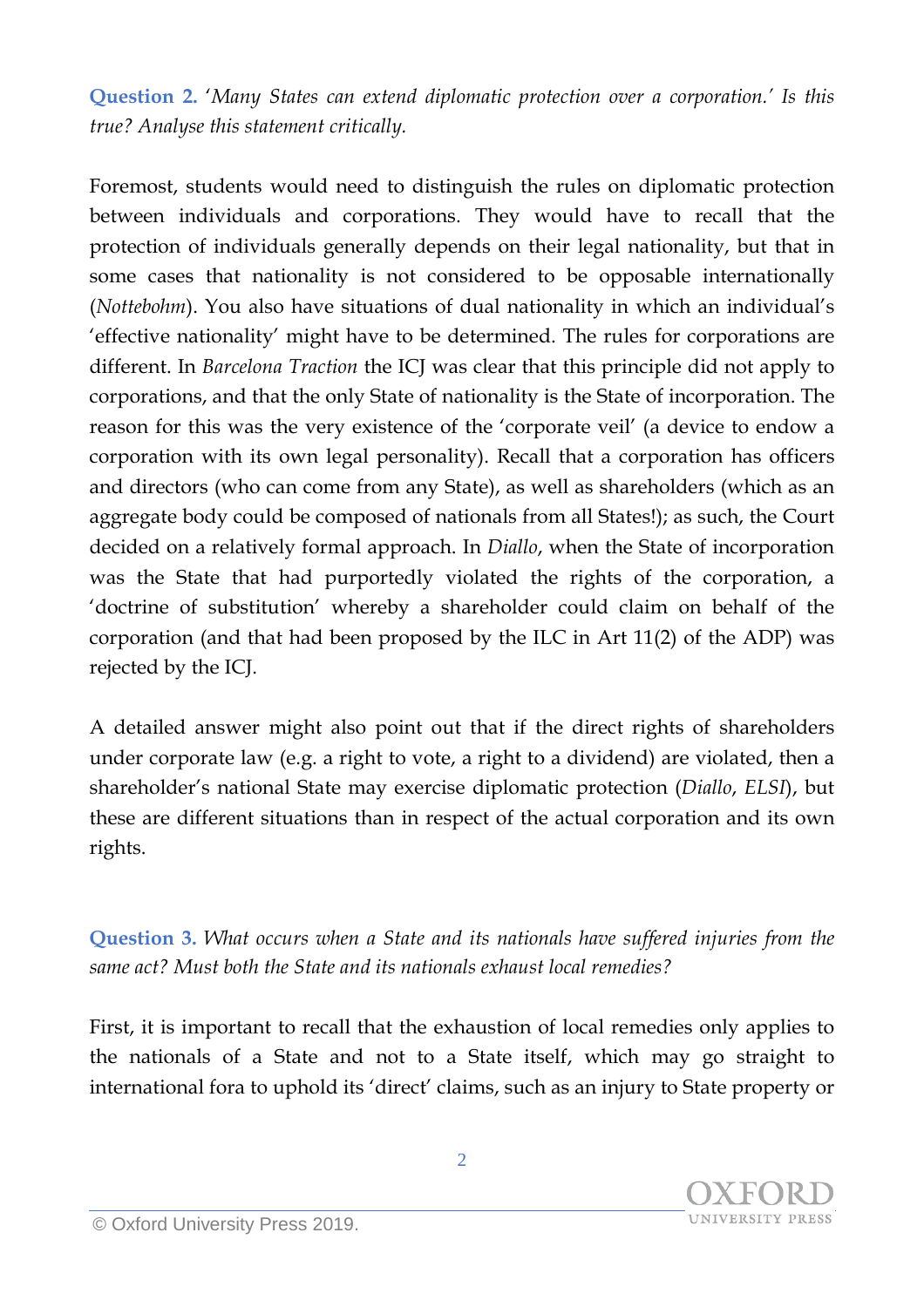**Question 2.** *'Many States can extend diplomatic protection over a corporation.' Is this true? Analyse this statement critically.*

Foremost, students would need to distinguish the rules on diplomatic protection between individuals and corporations. They would have to recall that the protection of individuals generally depends on their legal nationality, but that in some cases that nationality is not considered to be opposable internationally (*Nottebohm*). You also have situations of dual nationality in which an individual's 'effective nationality' might have to be determined. The rules for corporations are different. In *Barcelona Traction* the ICJ was clear that this principle did not apply to corporations, and that the only State of nationality is the State of incorporation. The reason for this was the very existence of the 'corporate veil' (a device to endow a corporation with its own legal personality). Recall that a corporation has officers and directors (who can come from any State), as well as shareholders (which as an aggregate body could be composed of nationals from all States!); as such, the Court decided on a relatively formal approach. In *Diallo*, when the State of incorporation was the State that had purportedly violated the rights of the corporation, a 'doctrine of substitution' whereby a shareholder could claim on behalf of the corporation (and that had been proposed by the ILC in Art 11(2) of the ADP) was rejected by the ICJ.

A detailed answer might also point out that if the direct rights of shareholders under corporate law (e.g. a right to vote, a right to a dividend) are violated, then a shareholder's national State may exercise diplomatic protection (*Diallo*, *ELSI*), but these are different situations than in respect of the actual corporation and its own rights.

**Question 3.** *What occurs when a State and its nationals have suffered injuries from the same act? Must both the State and its nationals exhaust local remedies?*

First, it is important to recall that the exhaustion of local remedies only applies to the nationals of a State and not to a State itself, which may go straight to international fora to uphold its 'direct' claims, such as an injury to State property or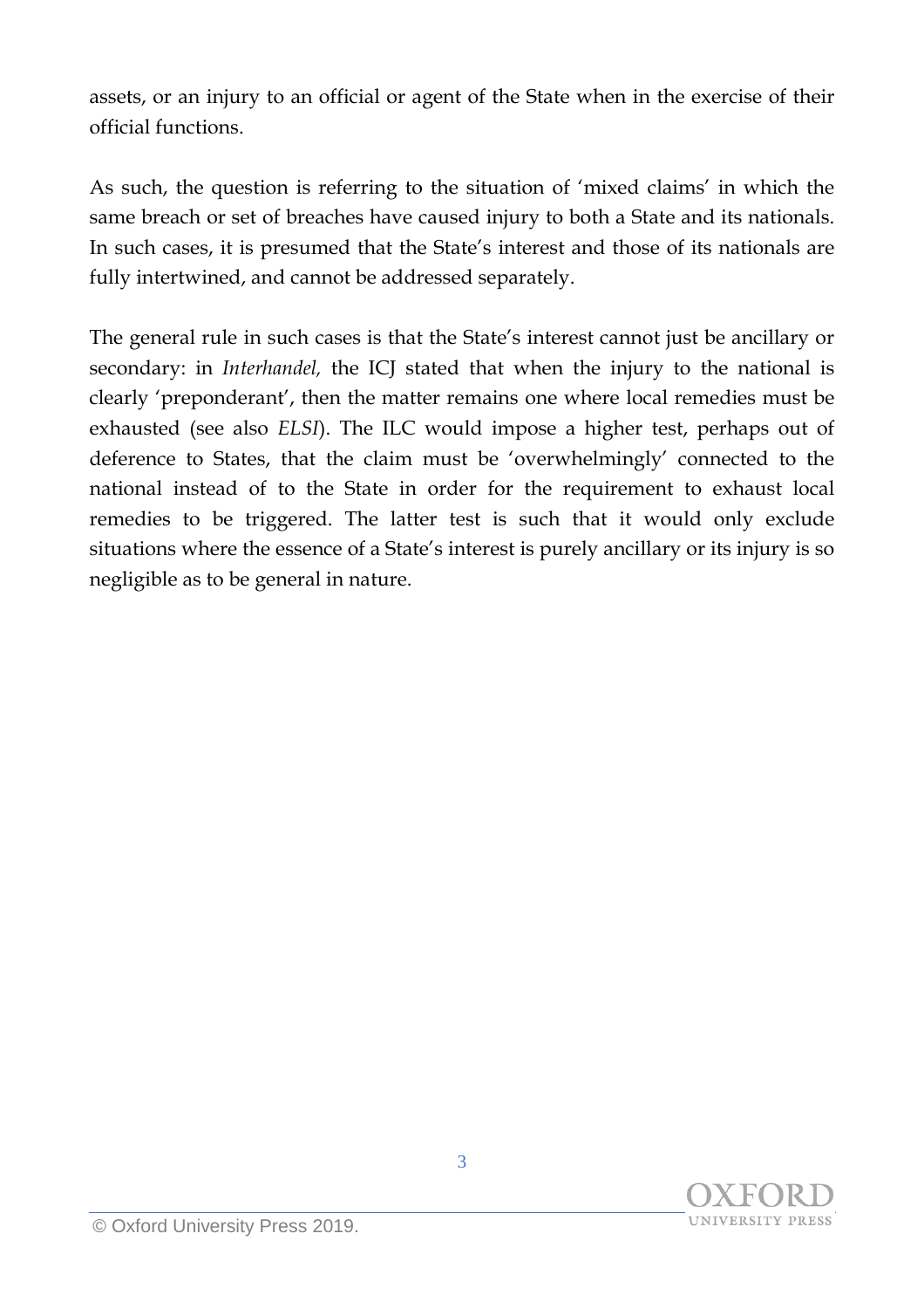assets, or an injury to an official or agent of the State when in the exercise of their official functions.

As such, the question is referring to the situation of 'mixed claims' in which the same breach or set of breaches have caused injury to both a State and its nationals. In such cases, it is presumed that the State's interest and those of its nationals are fully intertwined, and cannot be addressed separately.

The general rule in such cases is that the State's interest cannot just be ancillary or secondary: in *Interhandel,* the ICJ stated that when the injury to the national is clearly 'preponderant', then the matter remains one where local remedies must be exhausted (see also *ELSI*). The ILC would impose a higher test, perhaps out of deference to States, that the claim must be 'overwhelmingly' connected to the national instead of to the State in order for the requirement to exhaust local remedies to be triggered. The latter test is such that it would only exclude situations where the essence of a State's interest is purely ancillary or its injury is so negligible as to be general in nature.